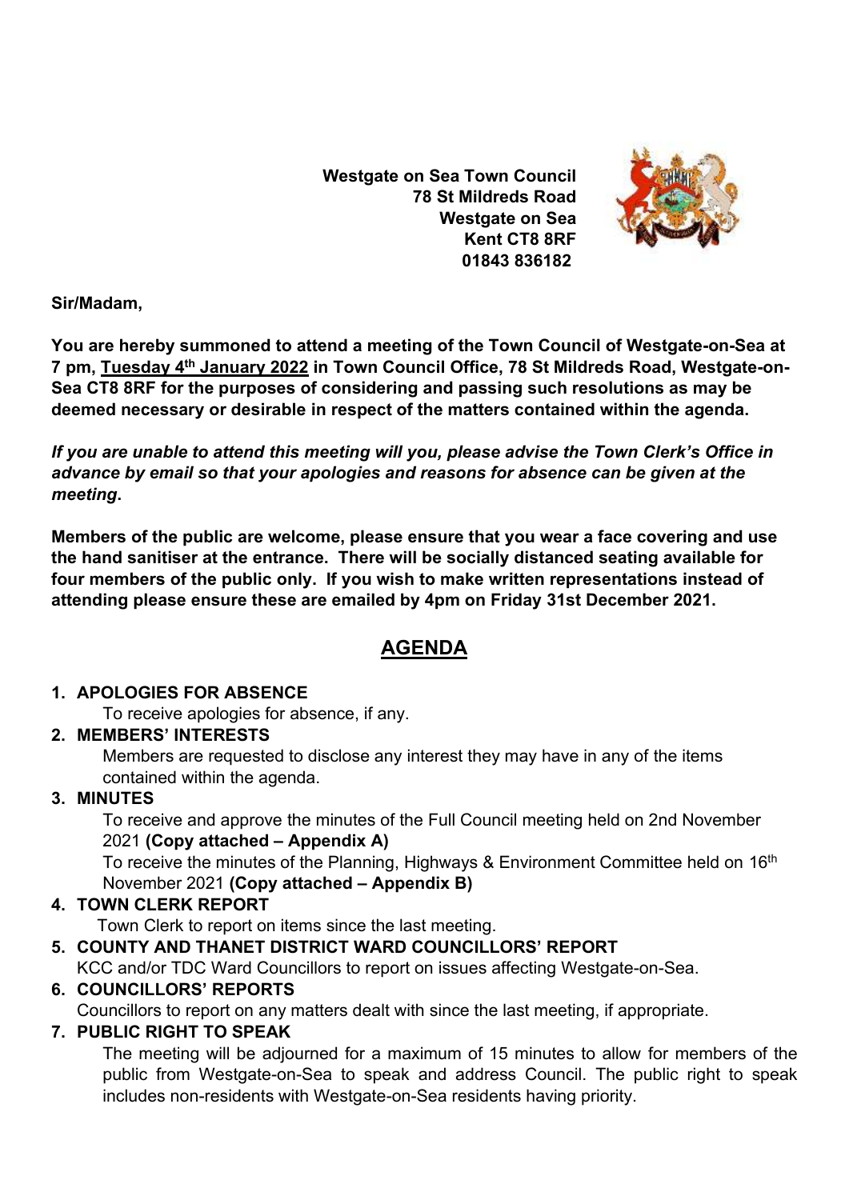**Westgate on Sea Town Council**
**78 St Mildreds Road**
**Westgate on Sea**
**Kent CT8 8RF**
**01843 836182**

**Sir/Madam,**

**You are hereby summoned to attend a meeting of the Town Council of Westgate-on-Sea at 7 pm, Tuesday 4th January 2022 in Town Council Office, 78 St Mildreds Road, Westgate-on-Sea CT8 8RF for the purposes of considering and passing such resolutions as may be deemed necessary or desirable in respect of the matters contained within the agenda.**

***If you are unable to attend this meeting will you, please advise the Town Clerk's Office in advance by email so that your apologies and reasons for absence can be given at the meeting*.**

**Members of the public are welcome, please ensure that you wear a face covering and use the hand sanitiser at the entrance. There will be socially distanced seating available for four members of the public only. If you wish to make written representations instead of attending please ensure these are emailed by 4pm on Friday 31st December 2021.**

# AGENDA

1. **APOLOGIES FOR ABSENCE**
   To receive apologies for absence, if any.
2. **MEMBERS' INTERESTS**
   Members are requested to disclose any interest they may have in any of the items contained within the agenda.
3. **MINUTES**
   To receive and approve the minutes of the Full Council meeting held on 2nd November 2021 **(Copy attached – Appendix A)**
   To receive the minutes of the Planning, Highways & Environment Committee held on 16th November 2021 **(Copy attached – Appendix B)**
4. **TOWN CLERK REPORT**
   Town Clerk to report on items since the last meeting.
5. **COUNTY AND THANET DISTRICT WARD COUNCILLORS' REPORT**
   KCC and/or TDC Ward Councillors to report on issues affecting Westgate-on-Sea.
6. **COUNCILLORS' REPORTS**
   Councillors to report on any matters dealt with since the last meeting, if appropriate.
7. **PUBLIC RIGHT TO SPEAK**
   The meeting will be adjourned for a maximum of 15 minutes to allow for members of the public from Westgate-on-Sea to speak and address Council. The public right to speak includes non-residents with Westgate-on-Sea residents having priority.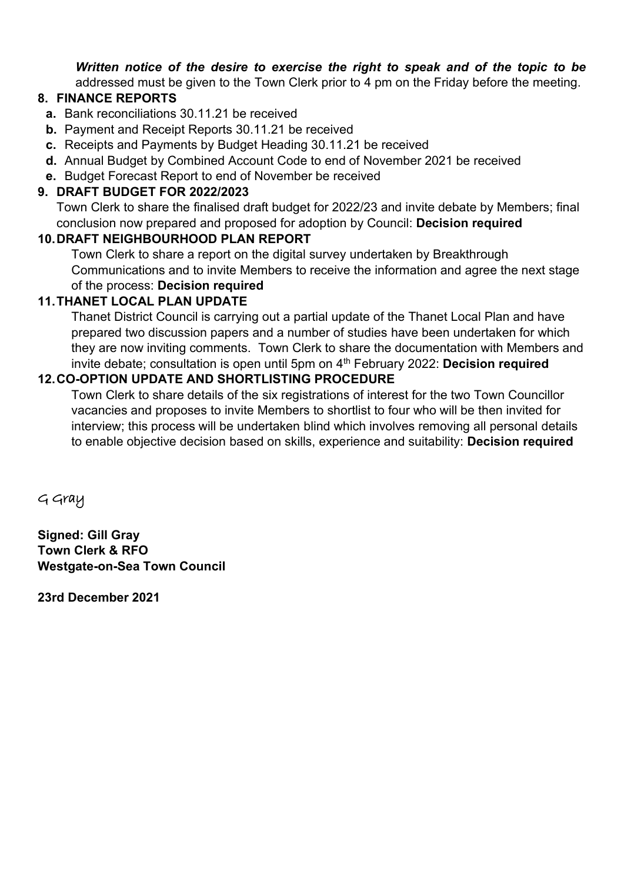***Written notice of the desire to exercise the right to speak and of the topic to be*** addressed must be given to the Town Clerk prior to 4 pm on the Friday before the meeting.

**8. FINANCE REPORTS**

- **a.** Bank reconciliations 30.11.21 be received
- **b.** Payment and Receipt Reports 30.11.21 be received
- **c.** Receipts and Payments by Budget Heading 30.11.21 be received
- **d.** Annual Budget by Combined Account Code to end of November 2021 be received
- **e.** Budget Forecast Report to end of November be received

**9. DRAFT BUDGET FOR 2022/2023**

Town Clerk to share the finalised draft budget for 2022/23 and invite debate by Members; final conclusion now prepared and proposed for adoption by Council: **Decision required**

**10. DRAFT NEIGHBOURHOOD PLAN REPORT**

Town Clerk to share a report on the digital survey undertaken by Breakthrough Communications and to invite Members to receive the information and agree the next stage of the process: **Decision required**

**11. THANET LOCAL PLAN UPDATE**

Thanet District Council is carrying out a partial update of the Thanet Local Plan and have prepared two discussion papers and a number of studies have been undertaken for which they are now inviting comments. Town Clerk to share the documentation with Members and invite debate; consultation is open until 5pm on 4th February 2022: **Decision required**

**12. CO-OPTION UPDATE AND SHORTLISTING PROCEDURE**

Town Clerk to share details of the six registrations of interest for the two Town Councillor vacancies and proposes to invite Members to shortlist to four who will be then invited for interview; this process will be undertaken blind which involves removing all personal details to enable objective decision based on skills, experience and suitability: **Decision required**

G Gray

**Signed: Gill Gray**
**Town Clerk & RFO**
**Westgate-on-Sea Town Council**

**23rd December 2021**